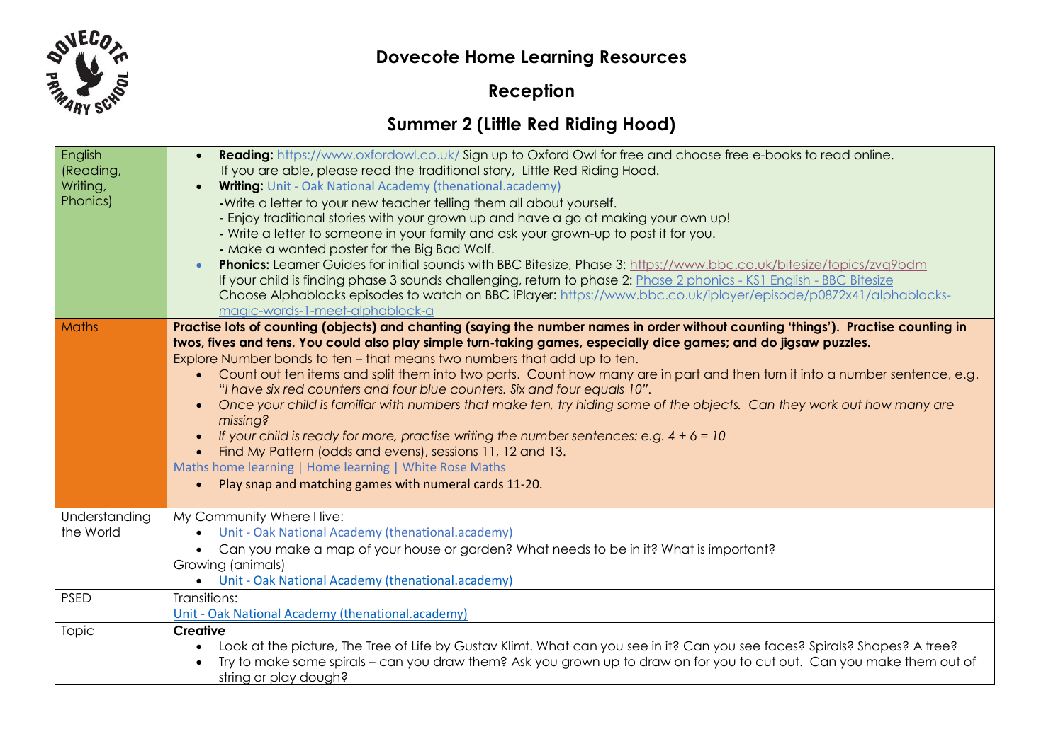# Dovecote Home Learning Resources

## Reception

## Summer 2 (Little Red Riding Hood)

| | |
|---|---|
| English (Reading, Writing, Phonics) | • **Reading:** https://www.oxfordowl.co.uk/ Sign up to Oxford Owl for free and choose free e-books to read online. If you are able, please read the traditional story, Little Red Riding Hood.<br>• **Writing:** Unit - Oak National Academy (thenational.academy)<br>-Write a letter to your new teacher telling them all about yourself.<br>- Enjoy traditional stories with your grown up and have a go at making your own up!<br>- Write a letter to someone in your family and ask your grown-up to post it for you.<br>- Make a wanted poster for the Big Bad Wolf.<br>• **Phonics:** Learner Guides for initial sounds with BBC Bitesize, Phase 3: https://www.bbc.co.uk/bitesize/topics/zvq9bdm If your child is finding phase 3 sounds challenging, return to phase 2: Phase 2 phonics - KS1 English - BBC Bitesize Choose Alphablocks episodes to watch on BBC iPlayer: https://www.bbc.co.uk/iplayer/episode/p0872x41/alphablocks-magic-words-1-meet-alphablock-a |
| Maths | **Practise lots of counting (objects) and chanting (saying the number names in order without counting 'things'). Practise counting in twos, fives and tens. You could also play simple turn-taking games, especially dice games; and do jigsaw puzzles.** |
| | Explore Number bonds to ten – that means two numbers that add up to ten.<br>• Count out ten items and split them into two parts. Count how many are in part and then turn it into a number sentence, e.g. *"I have six red counters and four blue counters. Six and four equals 10".*<br>• *Once your child is familiar with numbers that make ten, try hiding some of the objects. Can they work out how many are missing?*<br>• *If your child is ready for more, practise writing the number sentences: e.g. 4 + 6 = 10*<br>• Find My Pattern (odds and evens), sessions 11, 12 and 13.<br>Maths home learning \| Home learning \| White Rose Maths<br>• Play snap and matching games with numeral cards 11-20. |
| Understanding the World | My Community Where I live:<br>• Unit - Oak National Academy (thenational.academy)<br>• Can you make a map of your house or garden? What needs to be in it? What is important?<br>Growing (animals)<br>• Unit - Oak National Academy (thenational.academy) |
| PSED | Transitions:<br>Unit - Oak National Academy (thenational.academy) |
| Topic | **Creative**<br>• Look at the picture, The Tree of Life by Gustav Klimt. What can you see in it? Can you see faces? Spirals? Shapes? A tree?<br>• Try to make some spirals – can you draw them? Ask you grown up to draw on for you to cut out. Can you make them out of string or play dough? |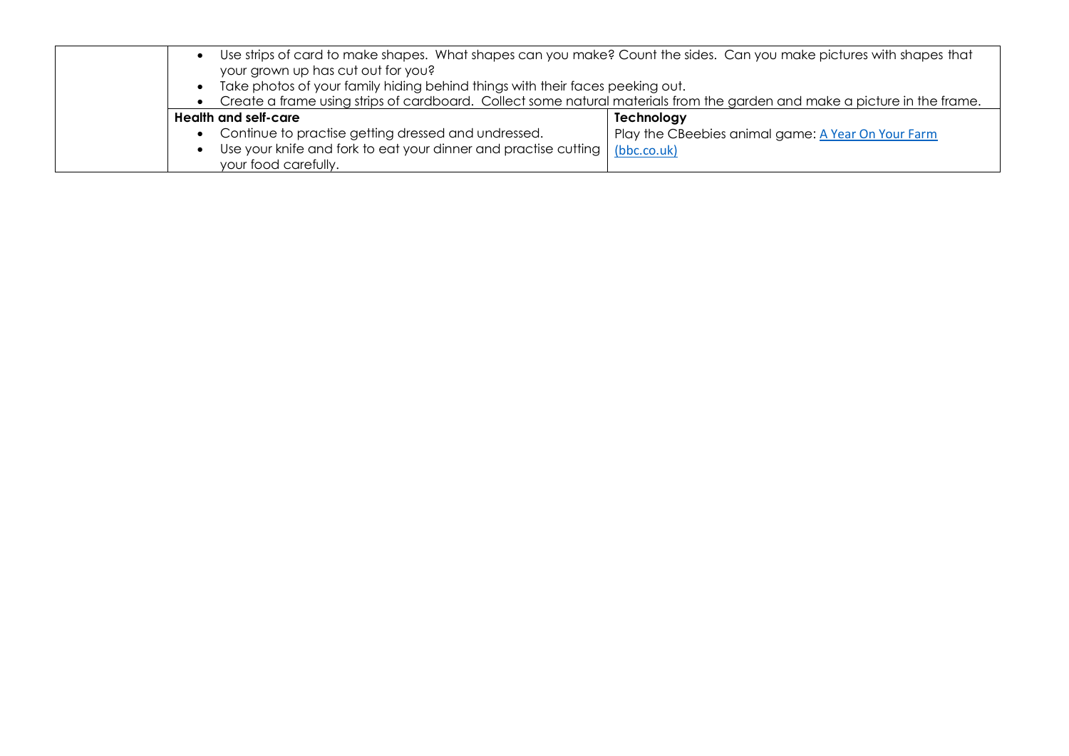| | | |
|---|---|---|
| | • Use strips of card to make shapes. What shapes can you make? Count the sides. Can you make pictures with shapes that your grown up has cut out for you?<br>• Take photos of your family hiding behind things with their faces peeking out.<br>• Create a frame using strips of cardboard. Collect some natural materials from the garden and make a picture in the frame. | |
| | **Health and self-care**<br>• Continue to practise getting dressed and undressed.<br>• Use your knife and fork to eat your dinner and practise cutting your food carefully. | **Technology**<br>Play the CBeebies animal game: [A Year On Your Farm (bbc.co.uk)](bbc.co.uk) |